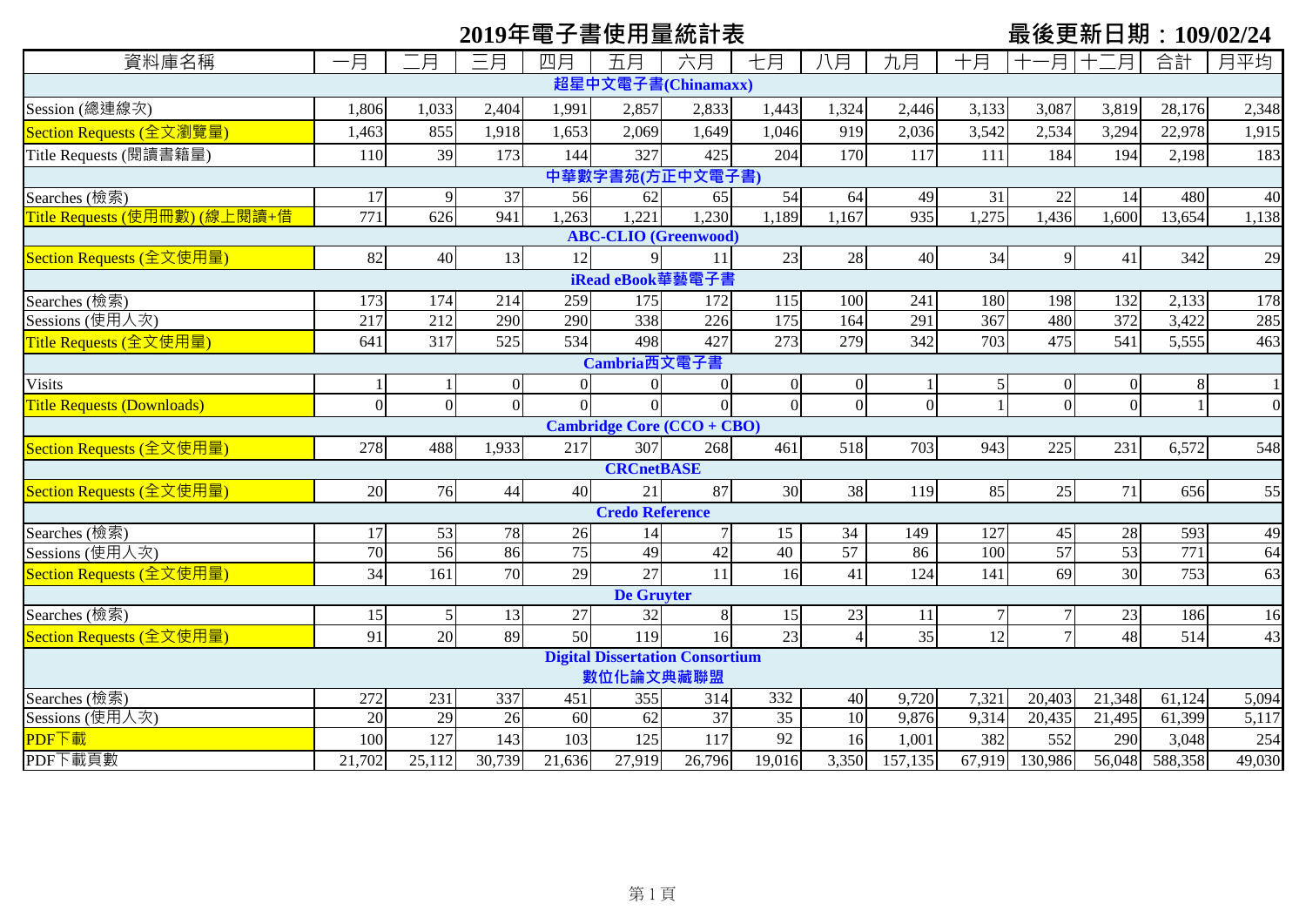# 2019年電子書使用量統計表

**最後更新日期：109/02/24**

| 資料庫名稱 | 一月 | 二月 | 三月 | 四月 | 五月 | 六月 | 七月 | 八月 | 九月 | 十月 | 十一月 | 十二月 | 合計 | 月平均 |
|---|---|---|---|---|---|---|---|---|---|---|---|---|---|---|
| **超星中文電子書(Chinamaxx)** | | | | | | | | | | | | | | |
| Session (總連線次) | 1,806 | 1,033 | 2,404 | 1,991 | 2,857 | 2,833 | 1,443 | 1,324 | 2,446 | 3,133 | 3,087 | 3,819 | 28,176 | 2,348 |
| Section Requests (全文瀏覽量) | 1,463 | 855 | 1,918 | 1,653 | 2,069 | 1,649 | 1,046 | 919 | 2,036 | 3,542 | 2,534 | 3,294 | 22,978 | 1,915 |
| Title Requests (閱讀書籍量) | 110 | 39 | 173 | 144 | 327 | 425 | 204 | 170 | 117 | 111 | 184 | 194 | 2,198 | 183 |
| **中華數字書苑(方正中文電子書)** | | | | | | | | | | | | | | |
| Searches (檢索) | 17 | 9 | 37 | 56 | 62 | 65 | 54 | 64 | 49 | 31 | 22 | 14 | 480 | 40 |
| Title Requests (使用冊數) (線上閱讀+借 | 771 | 626 | 941 | 1,263 | 1,221 | 1,230 | 1,189 | 1,167 | 935 | 1,275 | 1,436 | 1,600 | 13,654 | 1,138 |
| **ABC-CLIO (Greenwood)** | | | | | | | | | | | | | | |
| Section Requests (全文使用量) | 82 | 40 | 13 | 12 | 9 | 11 | 23 | 28 | 40 | 34 | 9 | 41 | 342 | 29 |
| **iRead eBook華藝電子書** | | | | | | | | | | | | | | |
| Searches (檢索) | 173 | 174 | 214 | 259 | 175 | 172 | 115 | 100 | 241 | 180 | 198 | 132 | 2,133 | 178 |
| Sessions (使用人次) | 217 | 212 | 290 | 290 | 338 | 226 | 175 | 164 | 291 | 367 | 480 | 372 | 3,422 | 285 |
| Title Requests (全文使用量) | 641 | 317 | 525 | 534 | 498 | 427 | 273 | 279 | 342 | 703 | 475 | 541 | 5,555 | 463 |
| **Cambria西文電子書** | | | | | | | | | | | | | | |
| Visits | 1 | 1 | 0 | 0 | 0 | 0 | 0 | 0 | 1 | 5 | 0 | 0 | 8 | 1 |
| Title Requests (Downloads) | 0 | 0 | 0 | 0 | 0 | 0 | 0 | 0 | 0 | 1 | 0 | 0 | 1 | 0 |
| **Cambridge Core (CCO + CBO)** | | | | | | | | | | | | | | |
| Section Requests (全文使用量) | 278 | 488 | 1,933 | 217 | 307 | 268 | 461 | 518 | 703 | 943 | 225 | 231 | 6,572 | 548 |
| **CRCnetBASE** | | | | | | | | | | | | | | |
| Section Requests (全文使用量) | 20 | 76 | 44 | 40 | 21 | 87 | 30 | 38 | 119 | 85 | 25 | 71 | 656 | 55 |
| **Credo Reference** | | | | | | | | | | | | | | |
| Searches (檢索) | 17 | 53 | 78 | 26 | 14 | 7 | 15 | 34 | 149 | 127 | 45 | 28 | 593 | 49 |
| Sessions (使用人次) | 70 | 56 | 86 | 75 | 49 | 42 | 40 | 57 | 86 | 100 | 57 | 53 | 771 | 64 |
| Section Requests (全文使用量) | 34 | 161 | 70 | 29 | 27 | 11 | 16 | 41 | 124 | 141 | 69 | 30 | 753 | 63 |
| **De Gruyter** | | | | | | | | | | | | | | |
| Searches (檢索) | 15 | 5 | 13 | 27 | 32 | 8 | 15 | 23 | 11 | 7 | 7 | 23 | 186 | 16 |
| Section Requests (全文使用量) | 91 | 20 | 89 | 50 | 119 | 16 | 23 | 4 | 35 | 12 | 7 | 48 | 514 | 43 |
| **Digital Dissertation Consortium 數位化論文典藏聯盟** | | | | | | | | | | | | | | |
| Searches (檢索) | 272 | 231 | 337 | 451 | 355 | 314 | 332 | 40 | 9,720 | 7,321 | 20,403 | 21,348 | 61,124 | 5,094 |
| Sessions (使用人次) | 20 | 29 | 26 | 60 | 62 | 37 | 35 | 10 | 9,876 | 9,314 | 20,435 | 21,495 | 61,399 | 5,117 |
| PDF下載 | 100 | 127 | 143 | 103 | 125 | 117 | 92 | 16 | 1,001 | 382 | 552 | 290 | 3,048 | 254 |
| PDF下載頁數 | 21,702 | 25,112 | 30,739 | 21,636 | 27,919 | 26,796 | 19,016 | 3,350 | 157,135 | 67,919 | 130,986 | 56,048 | 588,358 | 49,030 |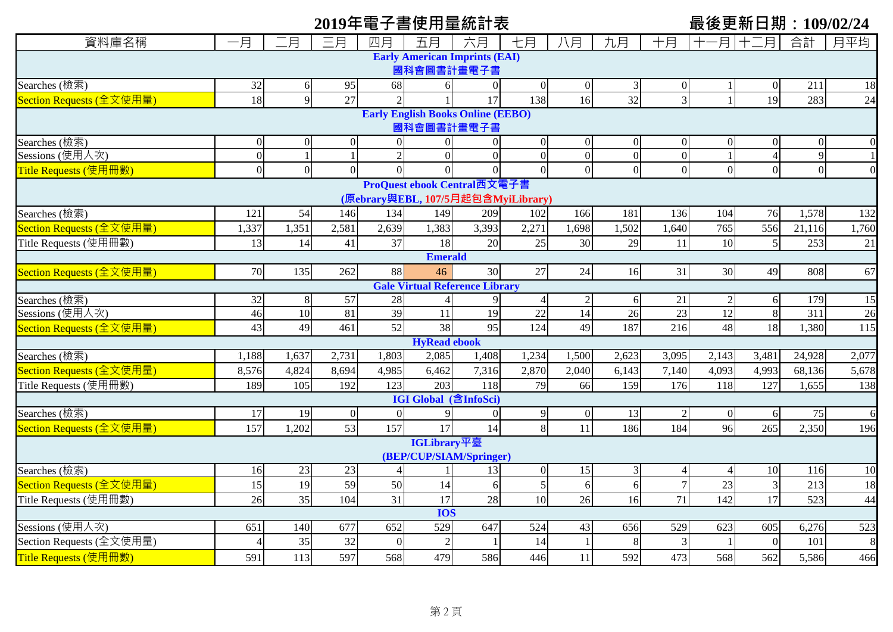# 2019年電子書使用量統計表

**最後更新日期：109/02/24**

| 資料庫名稱 | 一月 | 二月 | 三月 | 四月 | 五月 | 六月 | 七月 | 八月 | 九月 | 十月 | 十一月 | 十二月 | 合計 | 月平均 |
|---|---|---|---|---|---|---|---|---|---|---|---|---|---|---|
| **Early American Imprints (EAI) 國科會圖書計畫電子書** | | | | | | | | | | | | | | |
| Searches (檢索) | 32 | 6 | 95 | 68 | 6 | 0 | 0 | 0 | 3 | 0 | 1 | 0 | 211 | 18 |
| Section Requests (全文使用量) | 18 | 9 | 27 | 2 | 1 | 17 | 138 | 16 | 32 | 3 | 1 | 19 | 283 | 24 |
| **Early English Books Online (EEBO) 國科會圖書計畫電子書** | | | | | | | | | | | | | | |
| Searches (檢索) | 0 | 0 | 0 | 0 | 0 | 0 | 0 | 0 | 0 | 0 | 0 | 0 | 0 | 0 |
| Sessions (使用人次) | 0 | 1 | 1 | 2 | 0 | 0 | 0 | 0 | 0 | 0 | 1 | 4 | 9 | 1 |
| Title Requests (使用冊數) | 0 | 0 | 0 | 0 | 0 | 0 | 0 | 0 | 0 | 0 | 0 | 0 | 0 | 0 |
| **ProQuest ebook Central西文電子書 (原ebrary與EBL, 107/5月起包含MyiLibrary)** | | | | | | | | | | | | | | |
| Searches (檢索) | 121 | 54 | 146 | 134 | 149 | 209 | 102 | 166 | 181 | 136 | 104 | 76 | 1,578 | 132 |
| Section Requests (全文使用量) | 1,337 | 1,351 | 2,581 | 2,639 | 1,383 | 3,393 | 2,271 | 1,698 | 1,502 | 1,640 | 765 | 556 | 21,116 | 1,760 |
| Title Requests (使用冊數) | 13 | 14 | 41 | 37 | 18 | 20 | 25 | 30 | 29 | 11 | 10 | 5 | 253 | 21 |
| **Emerald** | | | | | | | | | | | | | | |
| Section Requests (全文使用量) | 70 | 135 | 262 | 88 | 46 | 30 | 27 | 24 | 16 | 31 | 30 | 49 | 808 | 67 |
| **Gale Virtual Reference Library** | | | | | | | | | | | | | | |
| Searches (檢索) | 32 | 8 | 57 | 28 | 4 | 9 | 4 | 2 | 6 | 21 | 2 | 6 | 179 | 15 |
| Sessions (使用人次) | 46 | 10 | 81 | 39 | 11 | 19 | 22 | 14 | 26 | 23 | 12 | 8 | 311 | 26 |
| Section Requests (全文使用量) | 43 | 49 | 461 | 52 | 38 | 95 | 124 | 49 | 187 | 216 | 48 | 18 | 1,380 | 115 |
| **HyRead ebook** | | | | | | | | | | | | | | |
| Searches (檢索) | 1,188 | 1,637 | 2,731 | 1,803 | 2,085 | 1,408 | 1,234 | 1,500 | 2,623 | 3,095 | 2,143 | 3,481 | 24,928 | 2,077 |
| Section Requests (全文使用量) | 8,576 | 4,824 | 8,694 | 4,985 | 6,462 | 7,316 | 2,870 | 2,040 | 6,143 | 7,140 | 4,093 | 4,993 | 68,136 | 5,678 |
| Title Requests (使用冊數) | 189 | 105 | 192 | 123 | 203 | 118 | 79 | 66 | 159 | 176 | 118 | 127 | 1,655 | 138 |
| **IGI Global (含InfoSci)** | | | | | | | | | | | | | | |
| Searches (檢索) | 17 | 19 | 0 | 0 | 9 | 0 | 9 | 0 | 13 | 2 | 0 | 6 | 75 | 6 |
| Section Requests (全文使用量) | 157 | 1,202 | 53 | 157 | 17 | 14 | 8 | 11 | 186 | 184 | 96 | 265 | 2,350 | 196 |
| **IGLibrary平臺 (BEP/CUP/SIAM/Springer)** | | | | | | | | | | | | | | |
| Searches (檢索) | 16 | 23 | 23 | 4 | 1 | 13 | 0 | 15 | 3 | 4 | 4 | 10 | 116 | 10 |
| Section Requests (全文使用量) | 15 | 19 | 59 | 50 | 14 | 6 | 5 | 6 | 6 | 7 | 23 | 3 | 213 | 18 |
| Title Requests (使用冊數) | 26 | 35 | 104 | 31 | 17 | 28 | 10 | 26 | 16 | 71 | 142 | 17 | 523 | 44 |
| **IOS** | | | | | | | | | | | | | | |
| Sessions (使用人次) | 651 | 140 | 677 | 652 | 529 | 647 | 524 | 43 | 656 | 529 | 623 | 605 | 6,276 | 523 |
| Section Requests (全文使用量) | 4 | 35 | 32 | 0 | 2 | 1 | 14 | 1 | 8 | 3 | 1 | 0 | 101 | 8 |
| Title Requests (使用冊數) | 591 | 113 | 597 | 568 | 479 | 586 | 446 | 11 | 592 | 473 | 568 | 562 | 5,586 | 466 |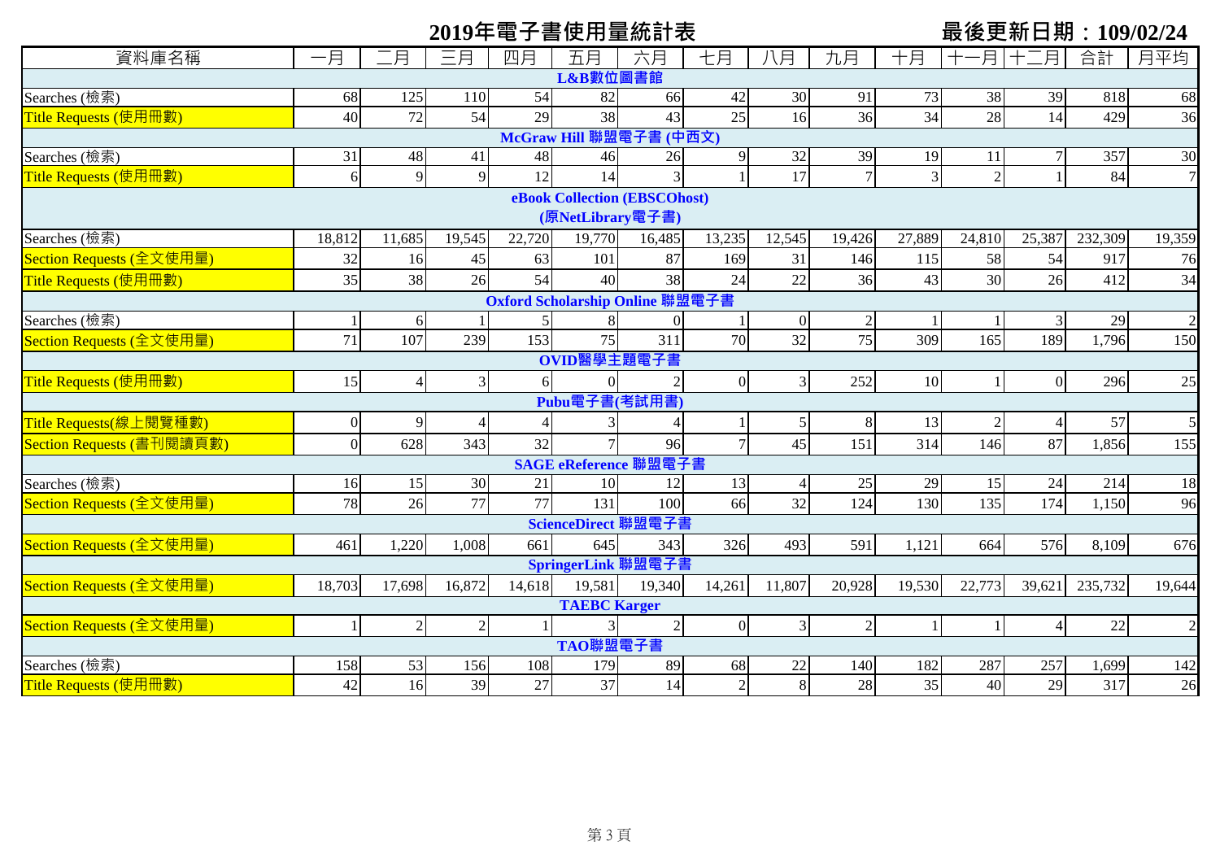# 2019年電子書使用量統計表

**最後更新日期：109/02/24**

| 資料庫名稱 | 一月 | 二月 | 三月 | 四月 | 五月 | 六月 | 七月 | 八月 | 九月 | 十月 | 十一月 | 十二月 | 合計 | 月平均 |
|---|---|---|---|---|---|---|---|---|---|---|---|---|---|---|
| **L&B數位圖書館** | | | | | | | | | | | | | | |
| Searches (檢索) | 68 | 125 | 110 | 54 | 82 | 66 | 42 | 30 | 91 | 73 | 38 | 39 | 818 | 68 |
| Title Requests (使用冊數) | 40 | 72 | 54 | 29 | 38 | 43 | 25 | 16 | 36 | 34 | 28 | 14 | 429 | 36 |
| **McGraw Hill 聯盟電子書 (中西文)** | | | | | | | | | | | | | | |
| Searches (檢索) | 31 | 48 | 41 | 48 | 46 | 26 | 9 | 32 | 39 | 19 | 11 | 7 | 357 | 30 |
| Title Requests (使用冊數) | 6 | 9 | 9 | 12 | 14 | 3 | 1 | 17 | 7 | 3 | 2 | 1 | 84 | 7 |
| **eBook Collection (EBSCOhost) (原NetLibrary電子書)** | | | | | | | | | | | | | | |
| Searches (檢索) | 18,812 | 11,685 | 19,545 | 22,720 | 19,770 | 16,485 | 13,235 | 12,545 | 19,426 | 27,889 | 24,810 | 25,387 | 232,309 | 19,359 |
| Section Requests (全文使用量) | 32 | 16 | 45 | 63 | 101 | 87 | 169 | 31 | 146 | 115 | 58 | 54 | 917 | 76 |
| Title Requests (使用冊數) | 35 | 38 | 26 | 54 | 40 | 38 | 24 | 22 | 36 | 43 | 30 | 26 | 412 | 34 |
| **Oxford Scholarship Online 聯盟電子書** | | | | | | | | | | | | | | |
| Searches (檢索) | 1 | 6 | 1 | 5 | 8 | 0 | 1 | 0 | 2 | 1 | 1 | 3 | 29 | 2 |
| Section Requests (全文使用量) | 71 | 107 | 239 | 153 | 75 | 311 | 70 | 32 | 75 | 309 | 165 | 189 | 1,796 | 150 |
| **OVID醫學主題電子書** | | | | | | | | | | | | | | |
| Title Requests (使用冊數) | 15 | 4 | 3 | 6 | 0 | 2 | 0 | 3 | 252 | 10 | 1 | 0 | 296 | 25 |
| **Pubu電子書(考試用書)** | | | | | | | | | | | | | | |
| Title Requests(線上閱覽種數) | 0 | 9 | 4 | 4 | 3 | 4 | 1 | 5 | 8 | 13 | 2 | 4 | 57 | 5 |
| Section Requests (書刊閱讀頁數) | 0 | 628 | 343 | 32 | 7 | 96 | 7 | 45 | 151 | 314 | 146 | 87 | 1,856 | 155 |
| **SAGE eReference 聯盟電子書** | | | | | | | | | | | | | | |
| Searches (檢索) | 16 | 15 | 30 | 21 | 10 | 12 | 13 | 4 | 25 | 29 | 15 | 24 | 214 | 18 |
| Section Requests (全文使用量) | 78 | 26 | 77 | 77 | 131 | 100 | 66 | 32 | 124 | 130 | 135 | 174 | 1,150 | 96 |
| **ScienceDirect 聯盟電子書** | | | | | | | | | | | | | | |
| Section Requests (全文使用量) | 461 | 1,220 | 1,008 | 661 | 645 | 343 | 326 | 493 | 591 | 1,121 | 664 | 576 | 8,109 | 676 |
| **SpringerLink 聯盟電子書** | | | | | | | | | | | | | | |
| Section Requests (全文使用量) | 18,703 | 17,698 | 16,872 | 14,618 | 19,581 | 19,340 | 14,261 | 11,807 | 20,928 | 19,530 | 22,773 | 39,621 | 235,732 | 19,644 |
| **TAEBC Karger** | | | | | | | | | | | | | | |
| Section Requests (全文使用量) | 1 | 2 | 2 | 1 | 3 | 2 | 0 | 3 | 2 | 1 | 1 | 4 | 22 | 2 |
| **TAO聯盟電子書** | | | | | | | | | | | | | | |
| Searches (檢索) | 158 | 53 | 156 | 108 | 179 | 89 | 68 | 22 | 140 | 182 | 287 | 257 | 1,699 | 142 |
| Title Requests (使用冊數) | 42 | 16 | 39 | 27 | 37 | 14 | 2 | 8 | 28 | 35 | 40 | 29 | 317 | 26 |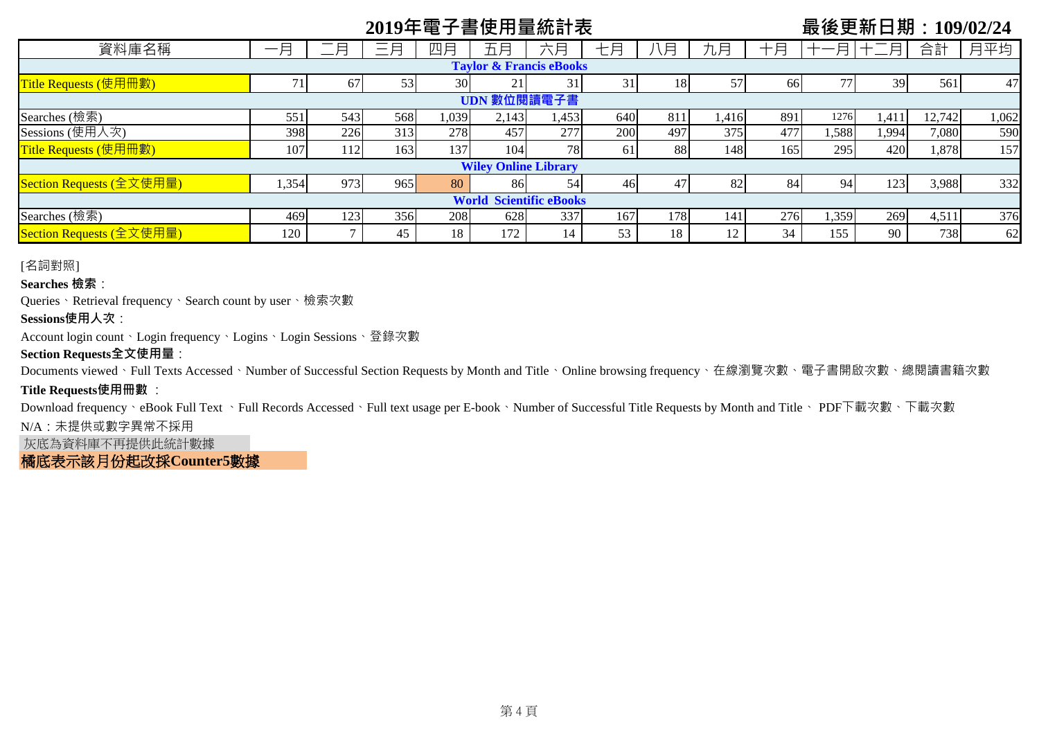# 2019年電子書使用量統計表

**最後更新日期：109/02/24**

| 資料庫名稱 | 一月 | 二月 | 三月 | 四月 | 五月 | 六月 | 七月 | 八月 | 九月 | 十月 | 十一月 | 十二月 | 合計 | 月平均 |
|---|---|---|---|---|---|---|---|---|---|---|---|---|---|---|
| **Taylor & Francis eBooks** | | | | | | | | | | | | | | |
| Title Requests (使用冊數) | 71 | 67 | 53 | 30 | 21 | 31 | 31 | 18 | 57 | 66 | 77 | 39 | 561 | 47 |
| **UDN 數位閱讀電子書** | | | | | | | | | | | | | | |
| Searches (檢索) | 551 | 543 | 568 | 1,039 | 2,143 | 1,453 | 640 | 811 | 1,416 | 891 | 1276 | 1,411 | 12,742 | 1,062 |
| Sessions (使用人次) | 398 | 226 | 313 | 278 | 457 | 277 | 200 | 497 | 375 | 477 | 1,588 | 1,994 | 7,080 | 590 |
| Title Requests (使用冊數) | 107 | 112 | 163 | 137 | 104 | 78 | 61 | 88 | 148 | 165 | 295 | 420 | 1,878 | 157 |
| **Wiley Online Library** | | | | | | | | | | | | | | |
| Section Requests (全文使用量) | 1,354 | 973 | 965 | 80 | 86 | 54 | 46 | 47 | 82 | 84 | 94 | 123 | 3,988 | 332 |
| **World Scientific eBooks** | | | | | | | | | | | | | | |
| Searches (檢索) | 469 | 123 | 356 | 208 | 628 | 337 | 167 | 178 | 141 | 276 | 1,359 | 269 | 4,511 | 376 |
| Section Requests (全文使用量) | 120 | 7 | 45 | 18 | 172 | 14 | 53 | 18 | 12 | 34 | 155 | 90 | 738 | 62 |

[名詞對照]

**Searches 檢索**：

Queries、Retrieval frequency、Search count by user、檢索次數

**Sessions使用人次**：

Account login count、Login frequency、Logins、Login Sessions、登錄次數

**Section Requests全文使用量**：

Documents viewed、Full Texts Accessed、Number of Successful Section Requests by Month and Title、Online browsing frequency、在線瀏覽次數、電子書開啟次數、總閱讀書籍次數

**Title Requests使用冊數** ：

Download frequency、eBook Full Text 、Full Records Accessed、Full text usage per E-book、Number of Successful Title Requests by Month and Title、 PDF下載次數、下載次數

N/A：未提供或數字異常不採用

灰底為資料庫不再提供此統計數據

**橘底表示該月份起改採Counter5數據**